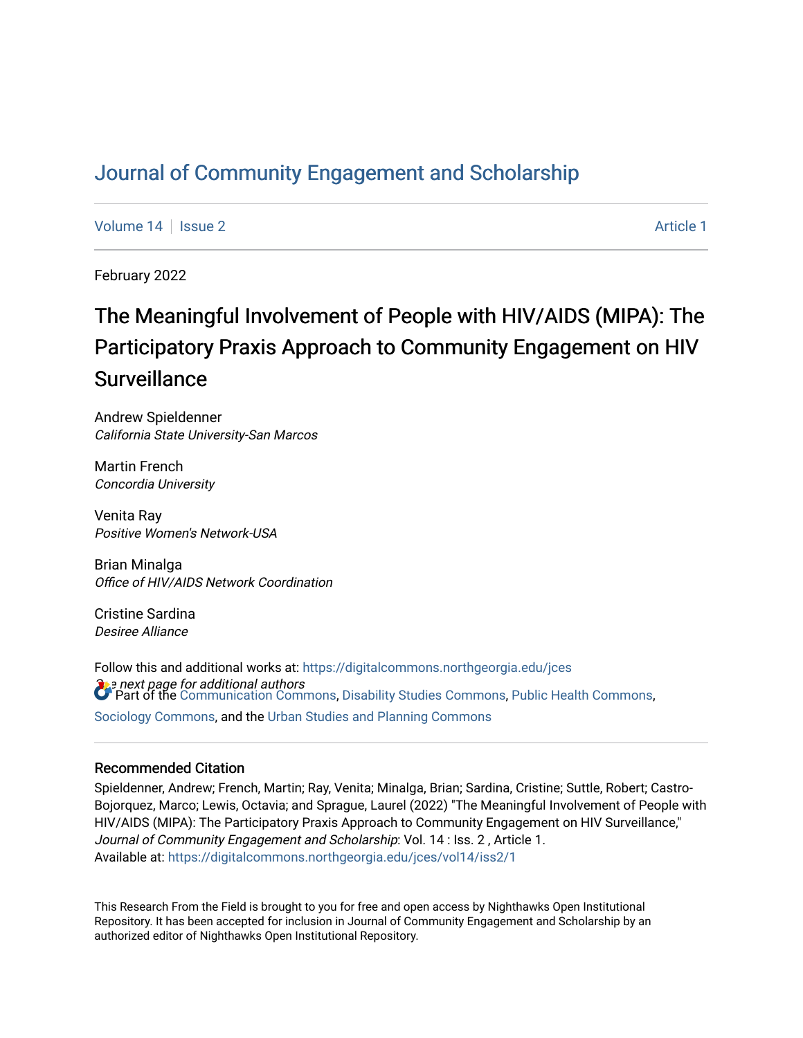# Journal of Community Engagement and Scholarship

Volume 14 | Issue 2 | Article 1

February 2022

## The Meaningful Involvement of People with HIV/AIDS (MIPA): The Participatory Praxis Approach to Community Engagement on HIV Surveillance

Andrew Spieldenner
*California State University-San Marcos*

Martin French
*Concordia University*

Venita Ray
*Positive Women's Network-USA*

Brian Minalga
*Office of HIV/AIDS Network Coordination*

Cristine Sardina
*Desiree Alliance*

*See next page for additional authors*

Follow this and additional works at: https://digitalcommons.northgeorgia.edu/jces

Part of the Communication Commons, Disability Studies Commons, Public Health Commons, Sociology Commons, and the Urban Studies and Planning Commons

### Recommended Citation

Spieldenner, Andrew; French, Martin; Ray, Venita; Minalga, Brian; Sardina, Cristine; Suttle, Robert; Castro-Bojorquez, Marco; Lewis, Octavia; and Sprague, Laurel (2022) "The Meaningful Involvement of People with HIV/AIDS (MIPA): The Participatory Praxis Approach to Community Engagement on HIV Surveillance," *Journal of Community Engagement and Scholarship*: Vol. 14 : Iss. 2 , Article 1.
Available at: https://digitalcommons.northgeorgia.edu/jces/vol14/iss2/1

This Research From the Field is brought to you for free and open access by Nighthawks Open Institutional Repository. It has been accepted for inclusion in Journal of Community Engagement and Scholarship by an authorized editor of Nighthawks Open Institutional Repository.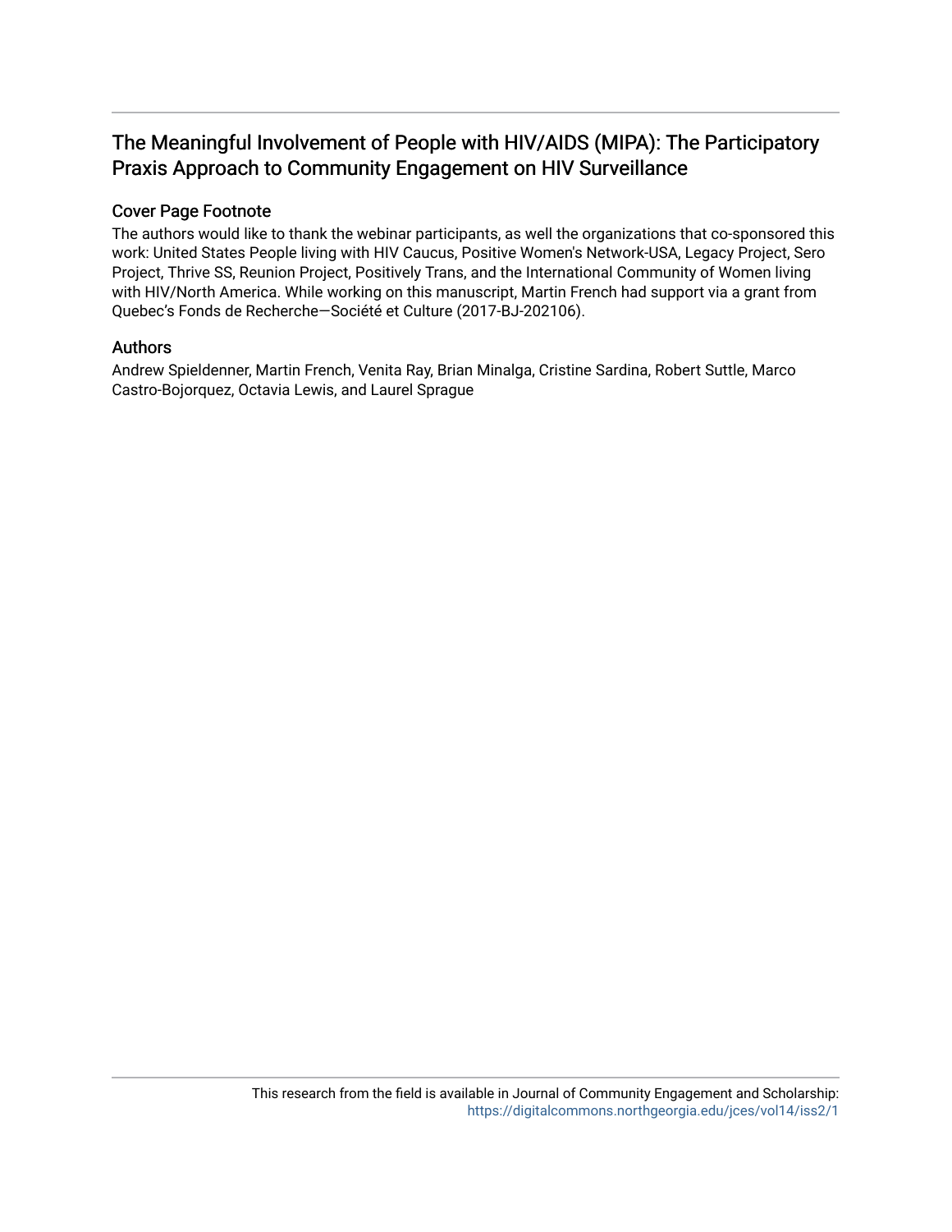# The Meaningful Involvement of People with HIV/AIDS (MIPA): The Participatory Praxis Approach to Community Engagement on HIV Surveillance

## Cover Page Footnote

The authors would like to thank the webinar participants, as well the organizations that co-sponsored this work: United States People living with HIV Caucus, Positive Women's Network-USA, Legacy Project, Sero Project, Thrive SS, Reunion Project, Positively Trans, and the International Community of Women living with HIV/North America. While working on this manuscript, Martin French had support via a grant from Quebec's Fonds de Recherche—Société et Culture (2017-BJ-202106).

## Authors

Andrew Spieldenner, Martin French, Venita Ray, Brian Minalga, Cristine Sardina, Robert Suttle, Marco Castro-Bojorquez, Octavia Lewis, and Laurel Sprague

This research from the field is available in Journal of Community Engagement and Scholarship: https://digitalcommons.northgeorgia.edu/jces/vol14/iss2/1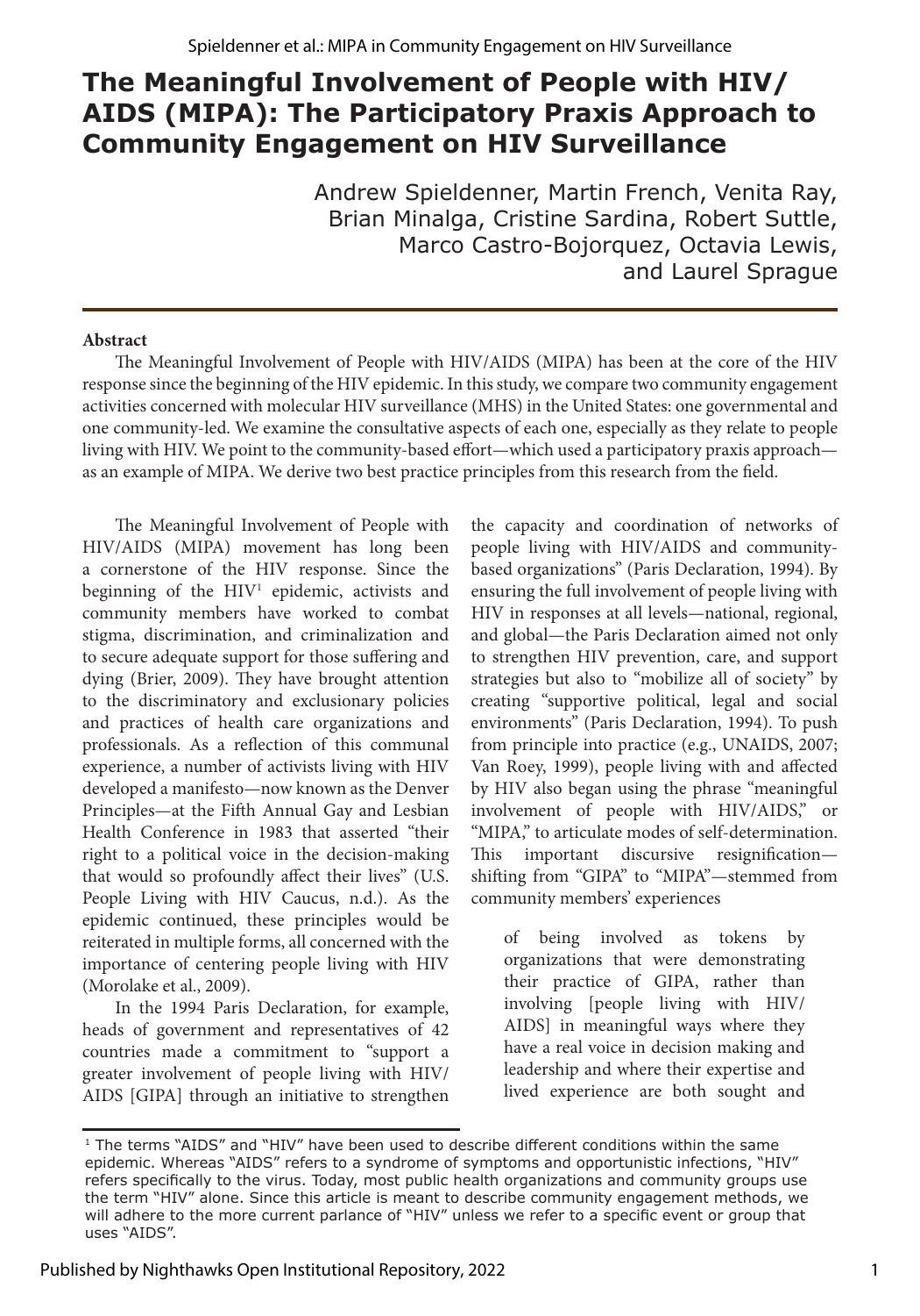# The Meaningful Involvement of People with HIV/AIDS (MIPA): The Participatory Praxis Approach to Community Engagement on HIV Surveillance

Andrew Spieldenner, Martin French, Venita Ray, Brian Minalga, Cristine Sardina, Robert Suttle, Marco Castro-Bojorquez, Octavia Lewis, and Laurel Sprague

**Abstract**

The Meaningful Involvement of People with HIV/AIDS (MIPA) has been at the core of the HIV response since the beginning of the HIV epidemic. In this study, we compare two community engagement activities concerned with molecular HIV surveillance (MHS) in the United States: one governmental and one community-led. We examine the consultative aspects of each one, especially as they relate to people living with HIV. We point to the community-based effort—which used a participatory praxis approach—as an example of MIPA. We derive two best practice principles from this research from the field.

The Meaningful Involvement of People with HIV/AIDS (MIPA) movement has long been a cornerstone of the HIV response. Since the beginning of the HIV[1] epidemic, activists and community members have worked to combat stigma, discrimination, and criminalization and to secure adequate support for those suffering and dying (Brier, 2009). They have brought attention to the discriminatory and exclusionary policies and practices of health care organizations and professionals. As a reflection of this communal experience, a number of activists living with HIV developed a manifesto—now known as the Denver Principles—at the Fifth Annual Gay and Lesbian Health Conference in 1983 that asserted "their right to a political voice in the decision-making that would so profoundly affect their lives" (U.S. People Living with HIV Caucus, n.d.). As the epidemic continued, these principles would be reiterated in multiple forms, all concerned with the importance of centering people living with HIV (Morolake et al., 2009).

In the 1994 Paris Declaration, for example, heads of government and representatives of 42 countries made a commitment to "support a greater involvement of people living with HIV/AIDS [GIPA] through an initiative to strengthen the capacity and coordination of networks of people living with HIV/AIDS and community-based organizations" (Paris Declaration, 1994). By ensuring the full involvement of people living with HIV in responses at all levels—national, regional, and global—the Paris Declaration aimed not only to strengthen HIV prevention, care, and support strategies but also to "mobilize all of society" by creating "supportive political, legal and social environments" (Paris Declaration, 1994). To push from principle into practice (e.g., UNAIDS, 2007; Van Roey, 1999), people living with and affected by HIV also began using the phrase "meaningful involvement of people with HIV/AIDS," or "MIPA," to articulate modes of self-determination. This important discursive resignification—shifting from "GIPA" to "MIPA"—stemmed from community members' experiences

> of being involved as tokens by organizations that were demonstrating their practice of GIPA, rather than involving [people living with HIV/AIDS] in meaningful ways where they have a real voice in decision making and leadership and where their expertise and lived experience are both sought and

[1] The terms "AIDS" and "HIV" have been used to describe different conditions within the same epidemic. Whereas "AIDS" refers to a syndrome of symptoms and opportunistic infections, "HIV" refers specifically to the virus. Today, most public health organizations and community groups use the term "HIV" alone. Since this article is meant to describe community engagement methods, we will adhere to the more current parlance of "HIV" unless we refer to a specific event or group that uses "AIDS".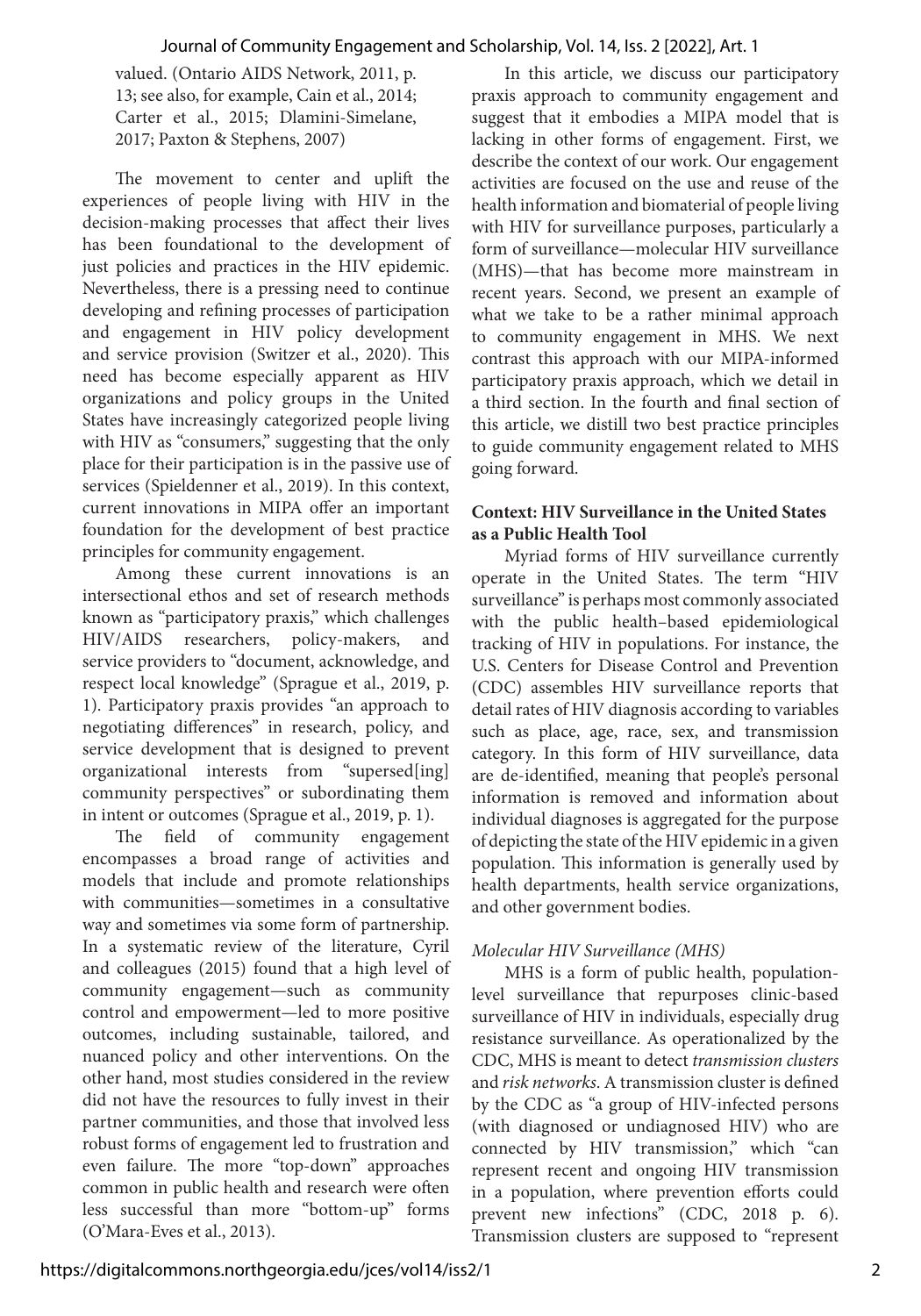valued. (Ontario AIDS Network, 2011, p. 13; see also, for example, Cain et al., 2014; Carter et al., 2015; Dlamini-Simelane, 2017; Paxton & Stephens, 2007)

The movement to center and uplift the experiences of people living with HIV in the decision-making processes that affect their lives has been foundational to the development of just policies and practices in the HIV epidemic. Nevertheless, there is a pressing need to continue developing and refining processes of participation and engagement in HIV policy development and service provision (Switzer et al., 2020). This need has become especially apparent as HIV organizations and policy groups in the United States have increasingly categorized people living with HIV as "consumers," suggesting that the only place for their participation is in the passive use of services (Spieldenner et al., 2019). In this context, current innovations in MIPA offer an important foundation for the development of best practice principles for community engagement.

Among these current innovations is an intersectional ethos and set of research methods known as "participatory praxis," which challenges HIV/AIDS researchers, policy-makers, and service providers to "document, acknowledge, and respect local knowledge" (Sprague et al., 2019, p. 1). Participatory praxis provides "an approach to negotiating differences" in research, policy, and service development that is designed to prevent organizational interests from "supersed[ing] community perspectives" or subordinating them in intent or outcomes (Sprague et al., 2019, p. 1).

The field of community engagement encompasses a broad range of activities and models that include and promote relationships with communities—sometimes in a consultative way and sometimes via some form of partnership. In a systematic review of the literature, Cyril and colleagues (2015) found that a high level of community engagement—such as community control and empowerment—led to more positive outcomes, including sustainable, tailored, and nuanced policy and other interventions. On the other hand, most studies considered in the review did not have the resources to fully invest in their partner communities, and those that involved less robust forms of engagement led to frustration and even failure. The more "top-down" approaches common in public health and research were often less successful than more "bottom-up" forms (O'Mara-Eves et al., 2013).

In this article, we discuss our participatory praxis approach to community engagement and suggest that it embodies a MIPA model that is lacking in other forms of engagement. First, we describe the context of our work. Our engagement activities are focused on the use and reuse of the health information and biomaterial of people living with HIV for surveillance purposes, particularly a form of surveillance—molecular HIV surveillance (MHS)—that has become more mainstream in recent years. Second, we present an example of what we take to be a rather minimal approach to community engagement in MHS. We next contrast this approach with our MIPA-informed participatory praxis approach, which we detail in a third section. In the fourth and final section of this article, we distill two best practice principles to guide community engagement related to MHS going forward.

## Context: HIV Surveillance in the United States as a Public Health Tool

Myriad forms of HIV surveillance currently operate in the United States. The term "HIV surveillance" is perhaps most commonly associated with the public health–based epidemiological tracking of HIV in populations. For instance, the U.S. Centers for Disease Control and Prevention (CDC) assembles HIV surveillance reports that detail rates of HIV diagnosis according to variables such as place, age, race, sex, and transmission category. In this form of HIV surveillance, data are de-identified, meaning that people's personal information is removed and information about individual diagnoses is aggregated for the purpose of depicting the state of the HIV epidemic in a given population. This information is generally used by health departments, health service organizations, and other government bodies.

### *Molecular HIV Surveillance (MHS)*

MHS is a form of public health, population-level surveillance that repurposes clinic-based surveillance of HIV in individuals, especially drug resistance surveillance. As operationalized by the CDC, MHS is meant to detect *transmission clusters* and *risk networks*. A transmission cluster is defined by the CDC as "a group of HIV-infected persons (with diagnosed or undiagnosed HIV) who are connected by HIV transmission," which "can represent recent and ongoing HIV transmission in a population, where prevention efforts could prevent new infections" (CDC, 2018 p. 6). Transmission clusters are supposed to "represent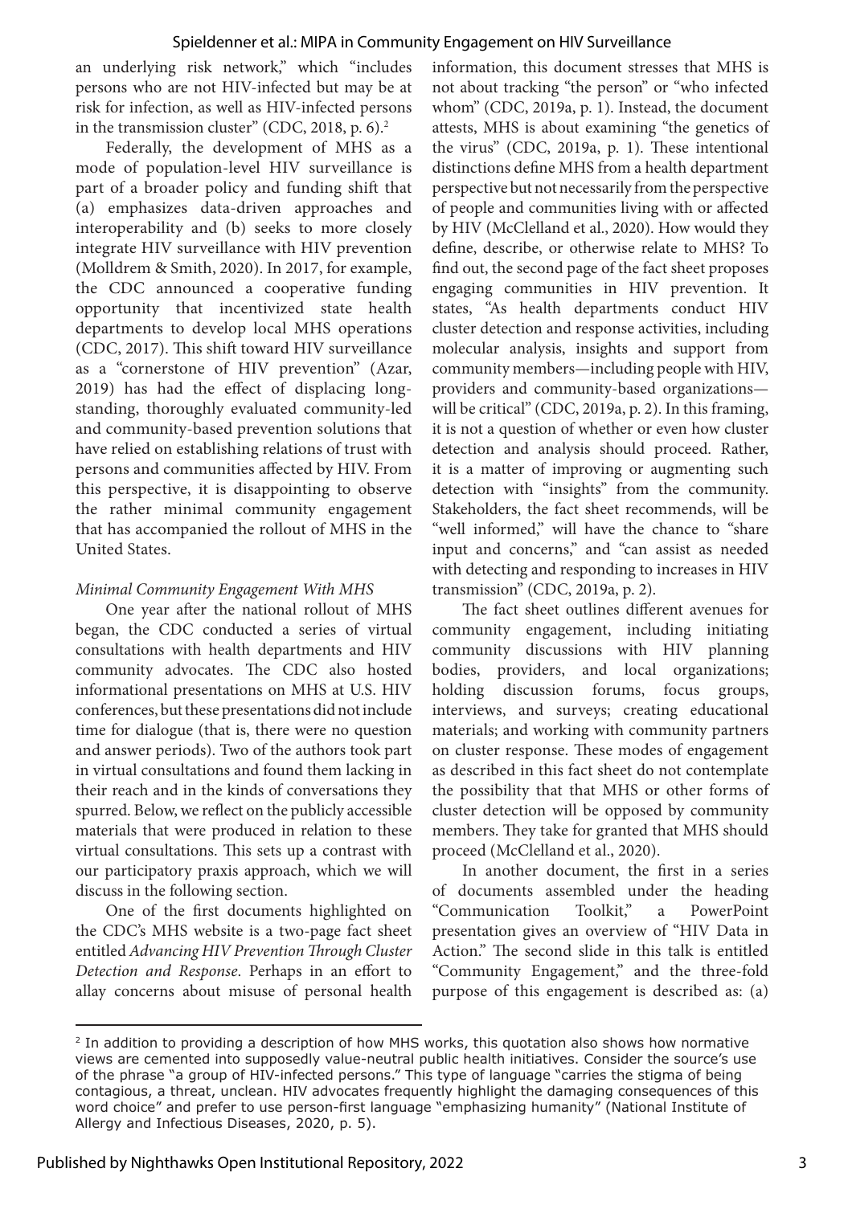an underlying risk network," which "includes persons who are not HIV-infected but may be at risk for infection, as well as HIV-infected persons in the transmission cluster" (CDC, 2018, p. 6).[2]

Federally, the development of MHS as a mode of population-level HIV surveillance is part of a broader policy and funding shift that (a) emphasizes data-driven approaches and interoperability and (b) seeks to more closely integrate HIV surveillance with HIV prevention (Molldrem & Smith, 2020). In 2017, for example, the CDC announced a cooperative funding opportunity that incentivized state health departments to develop local MHS operations (CDC, 2017). This shift toward HIV surveillance as a "cornerstone of HIV prevention" (Azar, 2019) has had the effect of displacing long-standing, thoroughly evaluated community-led and community-based prevention solutions that have relied on establishing relations of trust with persons and communities affected by HIV. From this perspective, it is disappointing to observe the rather minimal community engagement that has accompanied the rollout of MHS in the United States.

*Minimal Community Engagement With MHS*

One year after the national rollout of MHS began, the CDC conducted a series of virtual consultations with health departments and HIV community advocates. The CDC also hosted informational presentations on MHS at U.S. HIV conferences, but these presentations did not include time for dialogue (that is, there were no question and answer periods). Two of the authors took part in virtual consultations and found them lacking in their reach and in the kinds of conversations they spurred. Below, we reflect on the publicly accessible materials that were produced in relation to these virtual consultations. This sets up a contrast with our participatory praxis approach, which we will discuss in the following section.

One of the first documents highlighted on the CDC's MHS website is a two-page fact sheet entitled *Advancing HIV Prevention Through Cluster Detection and Response*. Perhaps in an effort to allay concerns about misuse of personal health information, this document stresses that MHS is not about tracking "the person" or "who infected whom" (CDC, 2019a, p. 1). Instead, the document attests, MHS is about examining "the genetics of the virus" (CDC, 2019a, p. 1). These intentional distinctions define MHS from a health department perspective but not necessarily from the perspective of people and communities living with or affected by HIV (McClelland et al., 2020). How would they define, describe, or otherwise relate to MHS? To find out, the second page of the fact sheet proposes engaging communities in HIV prevention. It states, "As health departments conduct HIV cluster detection and response activities, including molecular analysis, insights and support from community members—including people with HIV, providers and community-based organizations—will be critical" (CDC, 2019a, p. 2). In this framing, it is not a question of whether or even how cluster detection and analysis should proceed. Rather, it is a matter of improving or augmenting such detection with "insights" from the community. Stakeholders, the fact sheet recommends, will be "well informed," will have the chance to "share input and concerns," and "can assist as needed with detecting and responding to increases in HIV transmission" (CDC, 2019a, p. 2).

The fact sheet outlines different avenues for community engagement, including initiating community discussions with HIV planning bodies, providers, and local organizations; holding discussion forums, focus groups, interviews, and surveys; creating educational materials; and working with community partners on cluster response. These modes of engagement as described in this fact sheet do not contemplate the possibility that that MHS or other forms of cluster detection will be opposed by community members. They take for granted that MHS should proceed (McClelland et al., 2020).

In another document, the first in a series of documents assembled under the heading "Communication Toolkit," a PowerPoint presentation gives an overview of "HIV Data in Action." The second slide in this talk is entitled "Community Engagement," and the three-fold purpose of this engagement is described as: (a)

---

[2] In addition to providing a description of how MHS works, this quotation also shows how normative views are cemented into supposedly value-neutral public health initiatives. Consider the source's use of the phrase "a group of HIV-infected persons." This type of language "carries the stigma of being contagious, a threat, unclean. HIV advocates frequently highlight the damaging consequences of this word choice" and prefer to use person-first language "emphasizing humanity" (National Institute of Allergy and Infectious Diseases, 2020, p. 5).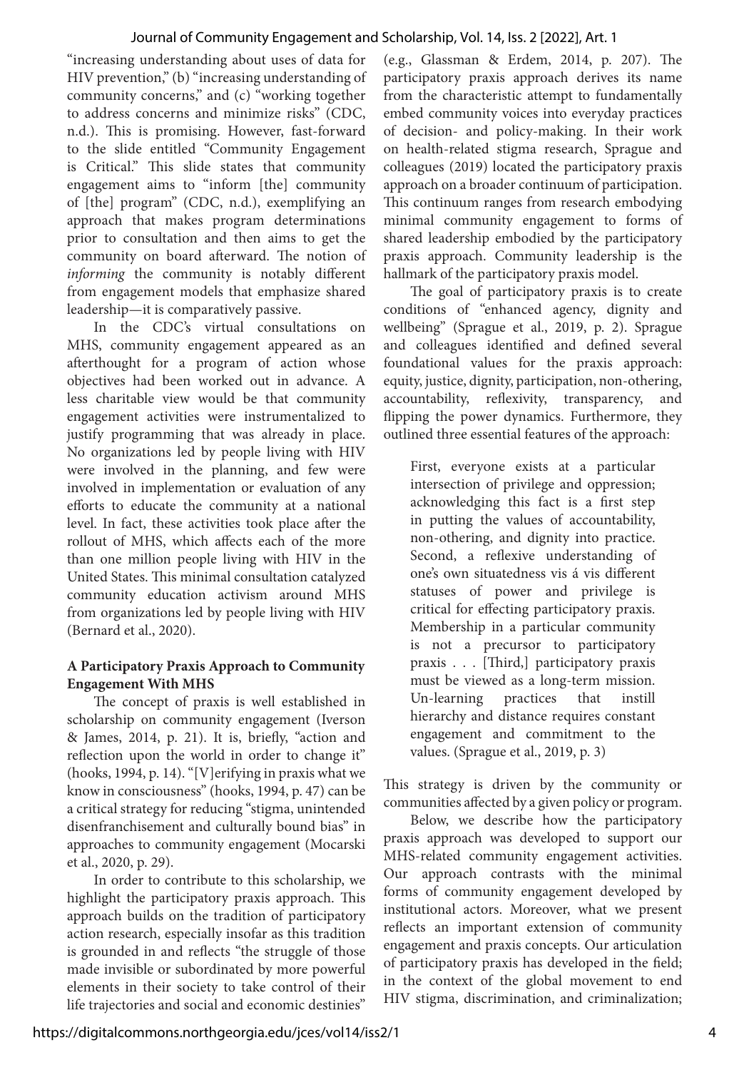"increasing understanding about uses of data for HIV prevention," (b) "increasing understanding of community concerns," and (c) "working together to address concerns and minimize risks" (CDC, n.d.). This is promising. However, fast-forward to the slide entitled "Community Engagement is Critical." This slide states that community engagement aims to "inform [the] community of [the] program" (CDC, n.d.), exemplifying an approach that makes program determinations prior to consultation and then aims to get the community on board afterward. The notion of *informing* the community is notably different from engagement models that emphasize shared leadership—it is comparatively passive.

In the CDC's virtual consultations on MHS, community engagement appeared as an afterthought for a program of action whose objectives had been worked out in advance. A less charitable view would be that community engagement activities were instrumentalized to justify programming that was already in place. No organizations led by people living with HIV were involved in the planning, and few were involved in implementation or evaluation of any efforts to educate the community at a national level. In fact, these activities took place after the rollout of MHS, which affects each of the more than one million people living with HIV in the United States. This minimal consultation catalyzed community education activism around MHS from organizations led by people living with HIV (Bernard et al., 2020).

**A Participatory Praxis Approach to Community Engagement With MHS**

The concept of praxis is well established in scholarship on community engagement (Iverson & James, 2014, p. 21). It is, briefly, "action and reflection upon the world in order to change it" (hooks, 1994, p. 14). "[V]erifying in praxis what we know in consciousness" (hooks, 1994, p. 47) can be a critical strategy for reducing "stigma, unintended disenfranchisement and culturally bound bias" in approaches to community engagement (Mocarski et al., 2020, p. 29).

In order to contribute to this scholarship, we highlight the participatory praxis approach. This approach builds on the tradition of participatory action research, especially insofar as this tradition is grounded in and reflects "the struggle of those made invisible or subordinated by more powerful elements in their society to take control of their life trajectories and social and economic destinies" (e.g., Glassman & Erdem, 2014, p. 207). The participatory praxis approach derives its name from the characteristic attempt to fundamentally embed community voices into everyday practices of decision- and policy-making. In their work on health-related stigma research, Sprague and colleagues (2019) located the participatory praxis approach on a broader continuum of participation. This continuum ranges from research embodying minimal community engagement to forms of shared leadership embodied by the participatory praxis approach. Community leadership is the hallmark of the participatory praxis model.

The goal of participatory praxis is to create conditions of "enhanced agency, dignity and wellbeing" (Sprague et al., 2019, p. 2). Sprague and colleagues identified and defined several foundational values for the praxis approach: equity, justice, dignity, participation, non-othering, accountability, reflexivity, transparency, and flipping the power dynamics. Furthermore, they outlined three essential features of the approach:

> First, everyone exists at a particular intersection of privilege and oppression; acknowledging this fact is a first step in putting the values of accountability, non-othering, and dignity into practice. Second, a reflexive understanding of one's own situatedness vis á vis different statuses of power and privilege is critical for effecting participatory praxis. Membership in a particular community is not a precursor to participatory praxis . . . [Third,] participatory praxis must be viewed as a long-term mission. Un-learning practices that instill hierarchy and distance requires constant engagement and commitment to the values. (Sprague et al., 2019, p. 3)

This strategy is driven by the community or communities affected by a given policy or program.

Below, we describe how the participatory praxis approach was developed to support our MHS-related community engagement activities. Our approach contrasts with the minimal forms of community engagement developed by institutional actors. Moreover, what we present reflects an important extension of community engagement and praxis concepts. Our articulation of participatory praxis has developed in the field; in the context of the global movement to end HIV stigma, discrimination, and criminalization;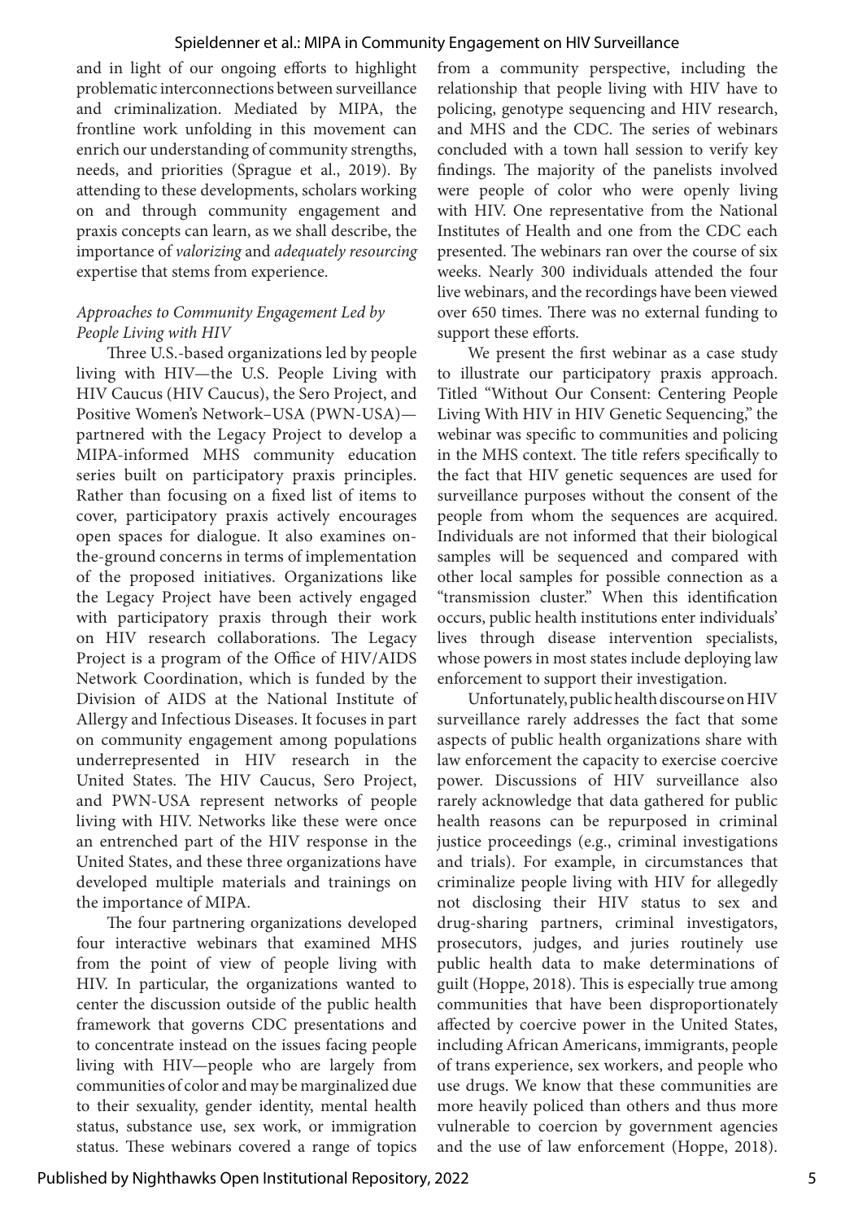and in light of our ongoing efforts to highlight problematic interconnections between surveillance and criminalization. Mediated by MIPA, the frontline work unfolding in this movement can enrich our understanding of community strengths, needs, and priorities (Sprague et al., 2019). By attending to these developments, scholars working on and through community engagement and praxis concepts can learn, as we shall describe, the importance of *valorizing* and *adequately resourcing* expertise that stems from experience.

### *Approaches to Community Engagement Led by People Living with HIV*

Three U.S.-based organizations led by people living with HIV—the U.S. People Living with HIV Caucus (HIV Caucus), the Sero Project, and Positive Women's Network–USA (PWN-USA)—partnered with the Legacy Project to develop a MIPA-informed MHS community education series built on participatory praxis principles. Rather than focusing on a fixed list of items to cover, participatory praxis actively encourages open spaces for dialogue. It also examines on-the-ground concerns in terms of implementation of the proposed initiatives. Organizations like the Legacy Project have been actively engaged with participatory praxis through their work on HIV research collaborations. The Legacy Project is a program of the Office of HIV/AIDS Network Coordination, which is funded by the Division of AIDS at the National Institute of Allergy and Infectious Diseases. It focuses in part on community engagement among populations underrepresented in HIV research in the United States. The HIV Caucus, Sero Project, and PWN-USA represent networks of people living with HIV. Networks like these were once an entrenched part of the HIV response in the United States, and these three organizations have developed multiple materials and trainings on the importance of MIPA.

The four partnering organizations developed four interactive webinars that examined MHS from the point of view of people living with HIV. In particular, the organizations wanted to center the discussion outside of the public health framework that governs CDC presentations and to concentrate instead on the issues facing people living with HIV—people who are largely from communities of color and may be marginalized due to their sexuality, gender identity, mental health status, substance use, sex work, or immigration status. These webinars covered a range of topics from a community perspective, including the relationship that people living with HIV have to policing, genotype sequencing and HIV research, and MHS and the CDC. The series of webinars concluded with a town hall session to verify key findings. The majority of the panelists involved were people of color who were openly living with HIV. One representative from the National Institutes of Health and one from the CDC each presented. The webinars ran over the course of six weeks. Nearly 300 individuals attended the four live webinars, and the recordings have been viewed over 650 times. There was no external funding to support these efforts.

We present the first webinar as a case study to illustrate our participatory praxis approach. Titled "Without Our Consent: Centering People Living With HIV in HIV Genetic Sequencing," the webinar was specific to communities and policing in the MHS context. The title refers specifically to the fact that HIV genetic sequences are used for surveillance purposes without the consent of the people from whom the sequences are acquired. Individuals are not informed that their biological samples will be sequenced and compared with other local samples for possible connection as a "transmission cluster." When this identification occurs, public health institutions enter individuals' lives through disease intervention specialists, whose powers in most states include deploying law enforcement to support their investigation.

Unfortunately, public health discourse on HIV surveillance rarely addresses the fact that some aspects of public health organizations share with law enforcement the capacity to exercise coercive power. Discussions of HIV surveillance also rarely acknowledge that data gathered for public health reasons can be repurposed in criminal justice proceedings (e.g., criminal investigations and trials). For example, in circumstances that criminalize people living with HIV for allegedly not disclosing their HIV status to sex and drug-sharing partners, criminal investigators, prosecutors, judges, and juries routinely use public health data to make determinations of guilt (Hoppe, 2018). This is especially true among communities that have been disproportionately affected by coercive power in the United States, including African Americans, immigrants, people of trans experience, sex workers, and people who use drugs. We know that these communities are more heavily policed than others and thus more vulnerable to coercion by government agencies and the use of law enforcement (Hoppe, 2018).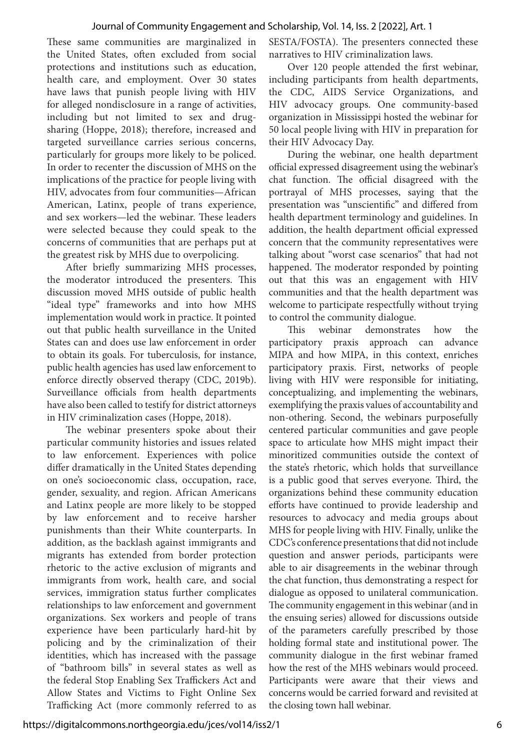These same communities are marginalized in the United States, often excluded from social protections and institutions such as education, health care, and employment. Over 30 states have laws that punish people living with HIV for alleged nondisclosure in a range of activities, including but not limited to sex and drug-sharing (Hoppe, 2018); therefore, increased and targeted surveillance carries serious concerns, particularly for groups more likely to be policed. In order to recenter the discussion of MHS on the implications of the practice for people living with HIV, advocates from four communities—African American, Latinx, people of trans experience, and sex workers—led the webinar. These leaders were selected because they could speak to the concerns of communities that are perhaps put at the greatest risk by MHS due to overpolicing.

After briefly summarizing MHS processes, the moderator introduced the presenters. This discussion moved MHS outside of public health "ideal type" frameworks and into how MHS implementation would work in practice. It pointed out that public health surveillance in the United States can and does use law enforcement in order to obtain its goals. For tuberculosis, for instance, public health agencies has used law enforcement to enforce directly observed therapy (CDC, 2019b). Surveillance officials from health departments have also been called to testify for district attorneys in HIV criminalization cases (Hoppe, 2018).

The webinar presenters spoke about their particular community histories and issues related to law enforcement. Experiences with police differ dramatically in the United States depending on one's socioeconomic class, occupation, race, gender, sexuality, and region. African Americans and Latinx people are more likely to be stopped by law enforcement and to receive harsher punishments than their White counterparts. In addition, as the backlash against immigrants and migrants has extended from border protection rhetoric to the active exclusion of migrants and immigrants from work, health care, and social services, immigration status further complicates relationships to law enforcement and government organizations. Sex workers and people of trans experience have been particularly hard-hit by policing and by the criminalization of their identities, which has increased with the passage of "bathroom bills" in several states as well as the federal Stop Enabling Sex Traffickers Act and Allow States and Victims to Fight Online Sex Trafficking Act (more commonly referred to as SESTA/FOSTA). The presenters connected these narratives to HIV criminalization laws.

Over 120 people attended the first webinar, including participants from health departments, the CDC, AIDS Service Organizations, and HIV advocacy groups. One community-based organization in Mississippi hosted the webinar for 50 local people living with HIV in preparation for their HIV Advocacy Day.

During the webinar, one health department official expressed disagreement using the webinar's chat function. The official disagreed with the portrayal of MHS processes, saying that the presentation was "unscientific" and differed from health department terminology and guidelines. In addition, the health department official expressed concern that the community representatives were talking about "worst case scenarios" that had not happened. The moderator responded by pointing out that this was an engagement with HIV communities and that the health department was welcome to participate respectfully without trying to control the community dialogue.

This webinar demonstrates how the participatory praxis approach can advance MIPA and how MIPA, in this context, enriches participatory praxis. First, networks of people living with HIV were responsible for initiating, conceptualizing, and implementing the webinars, exemplifying the praxis values of accountability and non-othering. Second, the webinars purposefully centered particular communities and gave people space to articulate how MHS might impact their minoritized communities outside the context of the state's rhetoric, which holds that surveillance is a public good that serves everyone. Third, the organizations behind these community education efforts have continued to provide leadership and resources to advocacy and media groups about MHS for people living with HIV. Finally, unlike the CDC's conference presentations that did not include question and answer periods, participants were able to air disagreements in the webinar through the chat function, thus demonstrating a respect for dialogue as opposed to unilateral communication. The community engagement in this webinar (and in the ensuing series) allowed for discussions outside of the parameters carefully prescribed by those holding formal state and institutional power. The community dialogue in the first webinar framed how the rest of the MHS webinars would proceed. Participants were aware that their views and concerns would be carried forward and revisited at the closing town hall webinar.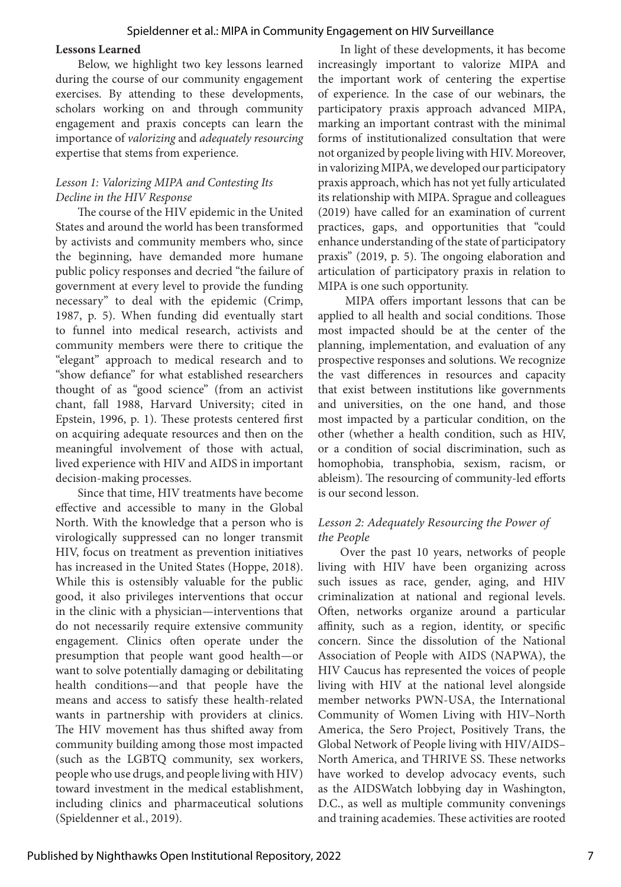### Lessons Learned

Below, we highlight two key lessons learned during the course of our community engagement exercises. By attending to these developments, scholars working on and through community engagement and praxis concepts can learn the importance of *valorizing* and *adequately resourcing* expertise that stems from experience.

#### *Lesson 1: Valorizing MIPA and Contesting Its Decline in the HIV Response*

The course of the HIV epidemic in the United States and around the world has been transformed by activists and community members who, since the beginning, have demanded more humane public policy responses and decried "the failure of government at every level to provide the funding necessary" to deal with the epidemic (Crimp, 1987, p. 5). When funding did eventually start to funnel into medical research, activists and community members were there to critique the "elegant" approach to medical research and to "show defiance" for what established researchers thought of as "good science" (from an activist chant, fall 1988, Harvard University; cited in Epstein, 1996, p. 1). These protests centered first on acquiring adequate resources and then on the meaningful involvement of those with actual, lived experience with HIV and AIDS in important decision-making processes.

Since that time, HIV treatments have become effective and accessible to many in the Global North. With the knowledge that a person who is virologically suppressed can no longer transmit HIV, focus on treatment as prevention initiatives has increased in the United States (Hoppe, 2018). While this is ostensibly valuable for the public good, it also privileges interventions that occur in the clinic with a physician—interventions that do not necessarily require extensive community engagement. Clinics often operate under the presumption that people want good health—or want to solve potentially damaging or debilitating health conditions—and that people have the means and access to satisfy these health-related wants in partnership with providers at clinics. The HIV movement has thus shifted away from community building among those most impacted (such as the LGBTQ community, sex workers, people who use drugs, and people living with HIV) toward investment in the medical establishment, including clinics and pharmaceutical solutions (Spieldenner et al., 2019).

In light of these developments, it has become increasingly important to valorize MIPA and the important work of centering the expertise of experience. In the case of our webinars, the participatory praxis approach advanced MIPA, marking an important contrast with the minimal forms of institutionalized consultation that were not organized by people living with HIV. Moreover, in valorizing MIPA, we developed our participatory praxis approach, which has not yet fully articulated its relationship with MIPA. Sprague and colleagues (2019) have called for an examination of current practices, gaps, and opportunities that "could enhance understanding of the state of participatory praxis" (2019, p. 5). The ongoing elaboration and articulation of participatory praxis in relation to MIPA is one such opportunity.

MIPA offers important lessons that can be applied to all health and social conditions. Those most impacted should be at the center of the planning, implementation, and evaluation of any prospective responses and solutions. We recognize the vast differences in resources and capacity that exist between institutions like governments and universities, on the one hand, and those most impacted by a particular condition, on the other (whether a health condition, such as HIV, or a condition of social discrimination, such as homophobia, transphobia, sexism, racism, or ableism). The resourcing of community-led efforts is our second lesson.

#### *Lesson 2: Adequately Resourcing the Power of the People*

Over the past 10 years, networks of people living with HIV have been organizing across such issues as race, gender, aging, and HIV criminalization at national and regional levels. Often, networks organize around a particular affinity, such as a region, identity, or specific concern. Since the dissolution of the National Association of People with AIDS (NAPWA), the HIV Caucus has represented the voices of people living with HIV at the national level alongside member networks PWN-USA, the International Community of Women Living with HIV–North America, the Sero Project, Positively Trans, the Global Network of People living with HIV/AIDS–North America, and THRIVE SS. These networks have worked to develop advocacy events, such as the AIDSWatch lobbying day in Washington, D.C., as well as multiple community convenings and training academies. These activities are rooted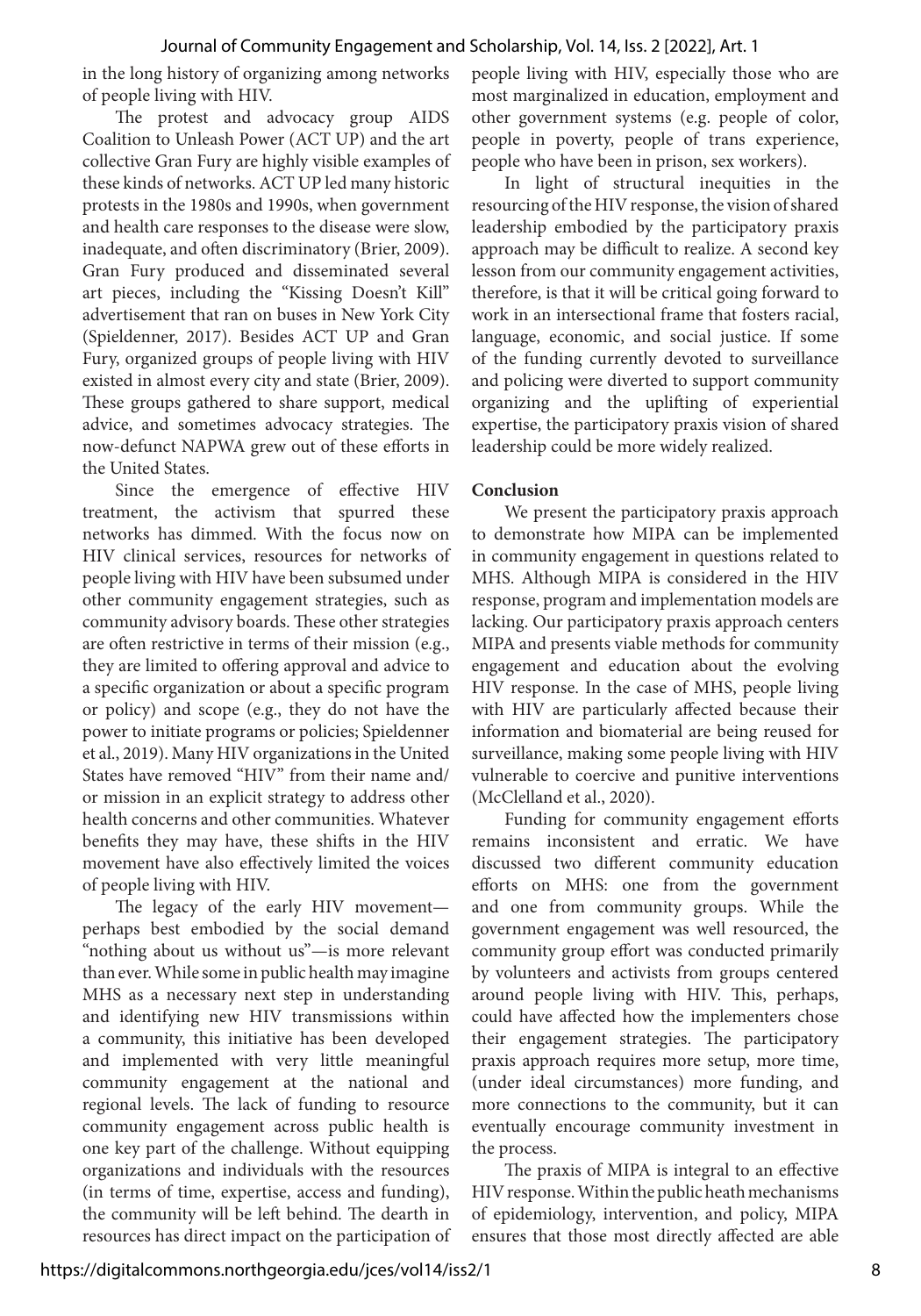in the long history of organizing among networks of people living with HIV.

The protest and advocacy group AIDS Coalition to Unleash Power (ACT UP) and the art collective Gran Fury are highly visible examples of these kinds of networks. ACT UP led many historic protests in the 1980s and 1990s, when government and health care responses to the disease were slow, inadequate, and often discriminatory (Brier, 2009). Gran Fury produced and disseminated several art pieces, including the "Kissing Doesn't Kill" advertisement that ran on buses in New York City (Spieldenner, 2017). Besides ACT UP and Gran Fury, organized groups of people living with HIV existed in almost every city and state (Brier, 2009). These groups gathered to share support, medical advice, and sometimes advocacy strategies. The now-defunct NAPWA grew out of these efforts in the United States.

Since the emergence of effective HIV treatment, the activism that spurred these networks has dimmed. With the focus now on HIV clinical services, resources for networks of people living with HIV have been subsumed under other community engagement strategies, such as community advisory boards. These other strategies are often restrictive in terms of their mission (e.g., they are limited to offering approval and advice to a specific organization or about a specific program or policy) and scope (e.g., they do not have the power to initiate programs or policies; Spieldenner et al., 2019). Many HIV organizations in the United States have removed "HIV" from their name and/or mission in an explicit strategy to address other health concerns and other communities. Whatever benefits they may have, these shifts in the HIV movement have also effectively limited the voices of people living with HIV.

The legacy of the early HIV movement—perhaps best embodied by the social demand "nothing about us without us"—is more relevant than ever. While some in public health may imagine MHS as a necessary next step in understanding and identifying new HIV transmissions within a community, this initiative has been developed and implemented with very little meaningful community engagement at the national and regional levels. The lack of funding to resource community engagement across public health is one key part of the challenge. Without equipping organizations and individuals with the resources (in terms of time, expertise, access and funding), the community will be left behind. The dearth in resources has direct impact on the participation of people living with HIV, especially those who are most marginalized in education, employment and other government systems (e.g. people of color, people in poverty, people of trans experience, people who have been in prison, sex workers).

In light of structural inequities in the resourcing of the HIV response, the vision of shared leadership embodied by the participatory praxis approach may be difficult to realize. A second key lesson from our community engagement activities, therefore, is that it will be critical going forward to work in an intersectional frame that fosters racial, language, economic, and social justice. If some of the funding currently devoted to surveillance and policing were diverted to support community organizing and the uplifting of experiential expertise, the participatory praxis vision of shared leadership could be more widely realized.

## Conclusion

We present the participatory praxis approach to demonstrate how MIPA can be implemented in community engagement in questions related to MHS. Although MIPA is considered in the HIV response, program and implementation models are lacking. Our participatory praxis approach centers MIPA and presents viable methods for community engagement and education about the evolving HIV response. In the case of MHS, people living with HIV are particularly affected because their information and biomaterial are being reused for surveillance, making some people living with HIV vulnerable to coercive and punitive interventions (McClelland et al., 2020).

Funding for community engagement efforts remains inconsistent and erratic. We have discussed two different community education efforts on MHS: one from the government and one from community groups. While the government engagement was well resourced, the community group effort was conducted primarily by volunteers and activists from groups centered around people living with HIV. This, perhaps, could have affected how the implementers chose their engagement strategies. The participatory praxis approach requires more setup, more time, (under ideal circumstances) more funding, and more connections to the community, but it can eventually encourage community investment in the process.

The praxis of MIPA is integral to an effective HIV response. Within the public heath mechanisms of epidemiology, intervention, and policy, MIPA ensures that those most directly affected are able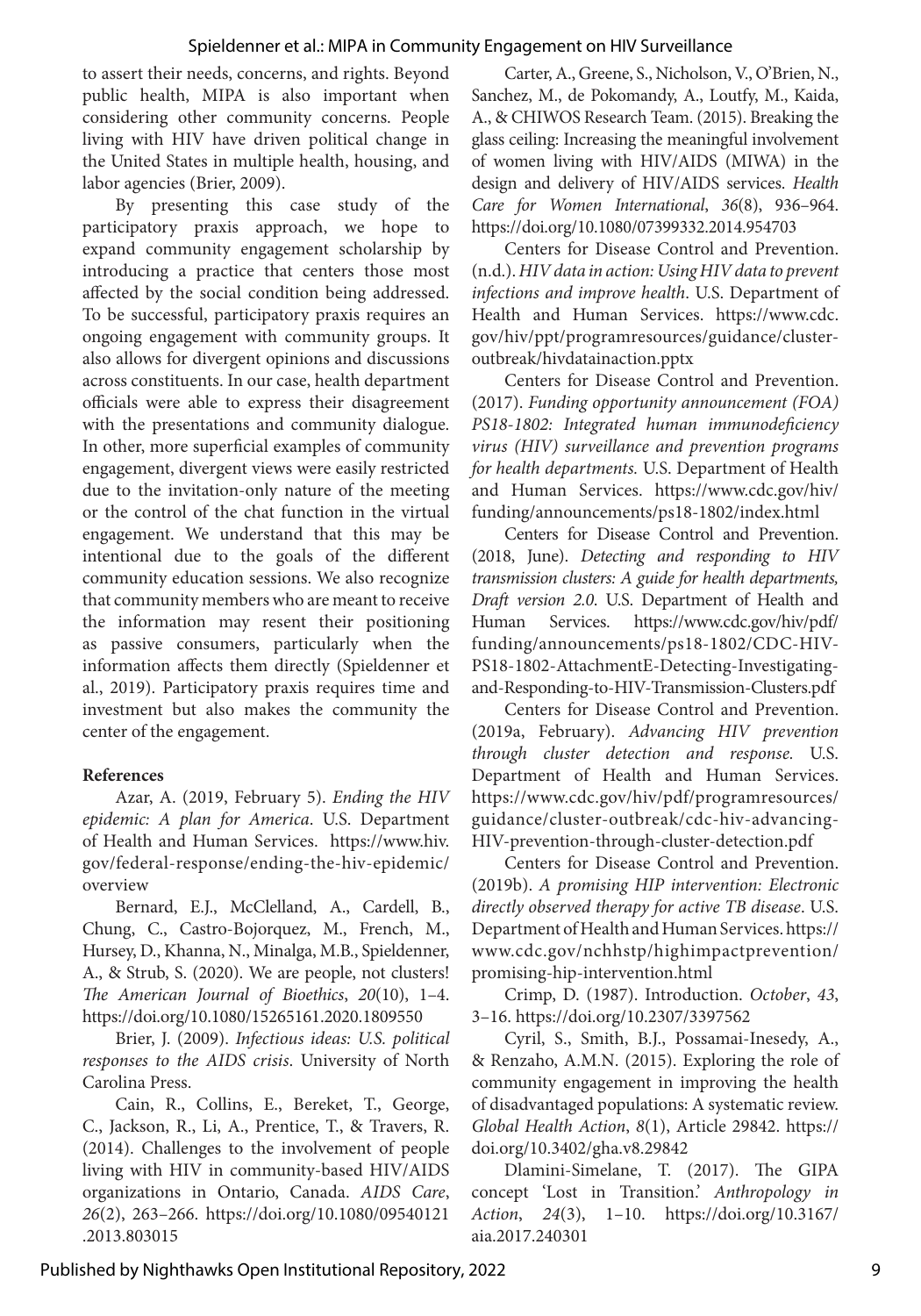to assert their needs, concerns, and rights. Beyond public health, MIPA is also important when considering other community concerns. People living with HIV have driven political change in the United States in multiple health, housing, and labor agencies (Brier, 2009).

By presenting this case study of the participatory praxis approach, we hope to expand community engagement scholarship by introducing a practice that centers those most affected by the social condition being addressed. To be successful, participatory praxis requires an ongoing engagement with community groups. It also allows for divergent opinions and discussions across constituents. In our case, health department officials were able to express their disagreement with the presentations and community dialogue. In other, more superficial examples of community engagement, divergent views were easily restricted due to the invitation-only nature of the meeting or the control of the chat function in the virtual engagement. We understand that this may be intentional due to the goals of the different community education sessions. We also recognize that community members who are meant to receive the information may resent their positioning as passive consumers, particularly when the information affects them directly (Spieldenner et al., 2019). Participatory praxis requires time and investment but also makes the community the center of the engagement.

**References**

Azar, A. (2019, February 5). *Ending the HIV epidemic: A plan for America*. U.S. Department of Health and Human Services. https://www.hiv.gov/federal-response/ending-the-hiv-epidemic/overview

Bernard, E.J., McClelland, A., Cardell, B., Chung, C., Castro-Bojorquez, M., French, M., Hursey, D., Khanna, N., Minalga, M.B., Spieldenner, A., & Strub, S. (2020). We are people, not clusters! *The American Journal of Bioethics*, *20*(10), 1–4. https://doi.org/10.1080/15265161.2020.1809550

Brier, J. (2009). *Infectious ideas: U.S. political responses to the AIDS crisis*. University of North Carolina Press.

Cain, R., Collins, E., Bereket, T., George, C., Jackson, R., Li, A., Prentice, T., & Travers, R. (2014). Challenges to the involvement of people living with HIV in community-based HIV/AIDS organizations in Ontario, Canada. *AIDS Care*, *26*(2), 263–266. https://doi.org/10.1080/09540121.2013.803015

Carter, A., Greene, S., Nicholson, V., O'Brien, N., Sanchez, M., de Pokomandy, A., Loutfy, M., Kaida, A., & CHIWOS Research Team. (2015). Breaking the glass ceiling: Increasing the meaningful involvement of women living with HIV/AIDS (MIWA) in the design and delivery of HIV/AIDS services. *Health Care for Women International*, *36*(8), 936–964. https://doi.org/10.1080/07399332.2014.954703

Centers for Disease Control and Prevention. (n.d.). *HIV data in action: Using HIV data to prevent infections and improve health*. U.S. Department of Health and Human Services. https://www.cdc.gov/hiv/ppt/programresources/guidance/cluster-outbreak/hivdatainaction.pptx

Centers for Disease Control and Prevention. (2017). *Funding opportunity announcement (FOA) PS18-1802: Integrated human immunodeficiency virus (HIV) surveillance and prevention programs for health departments.* U.S. Department of Health and Human Services. https://www.cdc.gov/hiv/funding/announcements/ps18-1802/index.html

Centers for Disease Control and Prevention. (2018, June). *Detecting and responding to HIV transmission clusters: A guide for health departments, Draft version 2.0*. U.S. Department of Health and Human Services. https://www.cdc.gov/hiv/pdf/funding/announcements/ps18-1802/CDC-HIV-PS18-1802-AttachmentE-Detecting-Investigating-and-Responding-to-HIV-Transmission-Clusters.pdf

Centers for Disease Control and Prevention. (2019a, February). *Advancing HIV prevention through cluster detection and response.* U.S. Department of Health and Human Services. https://www.cdc.gov/hiv/pdf/programresources/guidance/cluster-outbreak/cdc-hiv-advancing-HIV-prevention-through-cluster-detection.pdf

Centers for Disease Control and Prevention. (2019b). *A promising HIP intervention: Electronic directly observed therapy for active TB disease*. U.S. Department of Health and Human Services. https://www.cdc.gov/nchhstp/highimpactprevention/promising-hip-intervention.html

Crimp, D. (1987). Introduction. *October*, *43*, 3–16. https://doi.org/10.2307/3397562

Cyril, S., Smith, B.J., Possamai-Inesedy, A., & Renzaho, A.M.N. (2015). Exploring the role of community engagement in improving the health of disadvantaged populations: A systematic review. *Global Health Action*, *8*(1), Article 29842. https://doi.org/10.3402/gha.v8.29842

Dlamini-Simelane, T. (2017). The GIPA concept 'Lost in Transition.' *Anthropology in Action*, *24*(3), 1–10. https://doi.org/10.3167/aia.2017.240301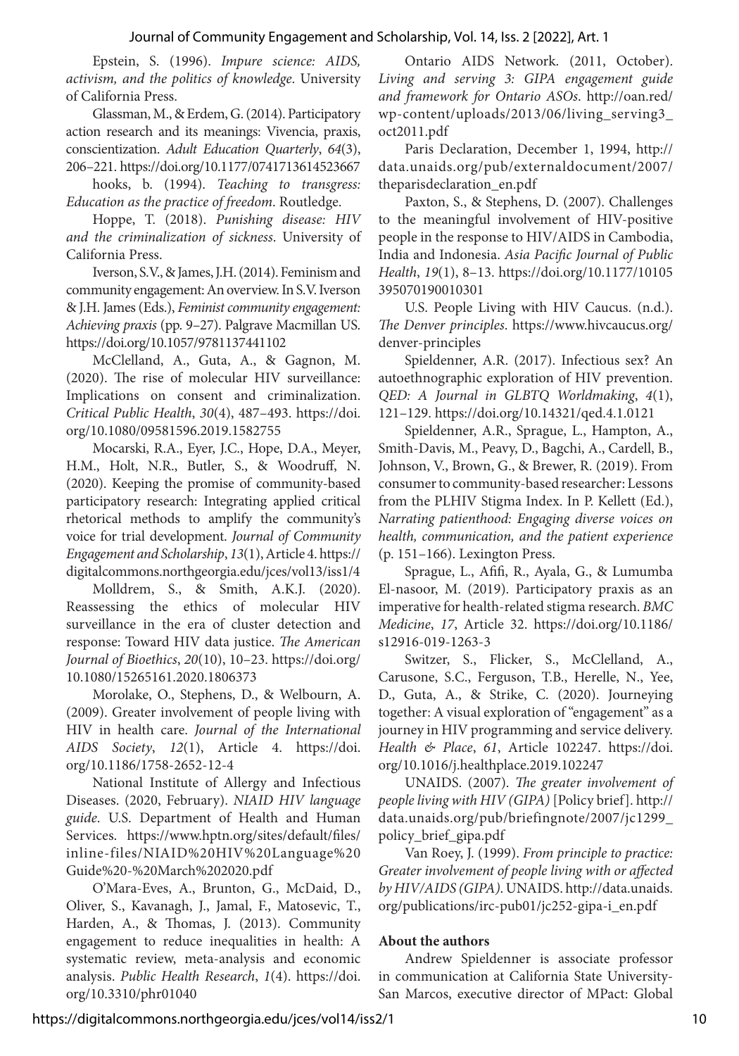Epstein, S. (1996). *Impure science: AIDS, activism, and the politics of knowledge*. University of California Press.

Glassman, M., & Erdem, G. (2014). Participatory action research and its meanings: Vivencia, praxis, conscientization. *Adult Education Quarterly*, *64*(3), 206–221. https://doi.org/10.1177/0741713614523667

hooks, b. (1994). *Teaching to transgress: Education as the practice of freedom*. Routledge.

Hoppe, T. (2018). *Punishing disease: HIV and the criminalization of sickness*. University of California Press.

Iverson, S.V., & James, J.H. (2014). Feminism and community engagement: An overview. In S.V. Iverson & J.H. James (Eds.), *Feminist community engagement: Achieving praxis* (pp. 9–27). Palgrave Macmillan US. https://doi.org/10.1057/9781137441102

McClelland, A., Guta, A., & Gagnon, M. (2020). The rise of molecular HIV surveillance: Implications on consent and criminalization. *Critical Public Health*, *30*(4), 487–493. https://doi.org/10.1080/09581596.2019.1582755

Mocarski, R.A., Eyer, J.C., Hope, D.A., Meyer, H.M., Holt, N.R., Butler, S., & Woodruff, N. (2020). Keeping the promise of community-based participatory research: Integrating applied critical rhetorical methods to amplify the community's voice for trial development. *Journal of Community Engagement and Scholarship*, *13*(1), Article 4. https://digitalcommons.northgeorgia.edu/jces/vol13/iss1/4

Molldrem, S., & Smith, A.K.J. (2020). Reassessing the ethics of molecular HIV surveillance in the era of cluster detection and response: Toward HIV data justice. *The American Journal of Bioethics*, *20*(10), 10–23. https://doi.org/10.1080/15265161.2020.1806373

Morolake, O., Stephens, D., & Welbourn, A. (2009). Greater involvement of people living with HIV in health care. *Journal of the International AIDS Society*, *12*(1), Article 4. https://doi.org/10.1186/1758-2652-12-4

National Institute of Allergy and Infectious Diseases. (2020, February). *NIAID HIV language guide*. U.S. Department of Health and Human Services. https://www.hptn.org/sites/default/files/inline-files/NIAID%20HIV%20Language%20Guide%20-%20March%202020.pdf

O'Mara-Eves, A., Brunton, G., McDaid, D., Oliver, S., Kavanagh, J., Jamal, F., Matosevic, T., Harden, A., & Thomas, J. (2013). Community engagement to reduce inequalities in health: A systematic review, meta-analysis and economic analysis. *Public Health Research*, *1*(4). https://doi.org/10.3310/phr01040

Ontario AIDS Network. (2011, October). *Living and serving 3: GIPA engagement guide and framework for Ontario ASOs*. http://oan.red/wp-content/uploads/2013/06/living_serving3_oct2011.pdf

Paris Declaration, December 1, 1994, http://data.unaids.org/pub/externaldocument/2007/theparisdeclaration_en.pdf

Paxton, S., & Stephens, D. (2007). Challenges to the meaningful involvement of HIV-positive people in the response to HIV/AIDS in Cambodia, India and Indonesia. *Asia Pacific Journal of Public Health*, *19*(1), 8–13. https://doi.org/10.1177/10105395070190010301

U.S. People Living with HIV Caucus. (n.d.). *The Denver principles*. https://www.hivcaucus.org/denver-principles

Spieldenner, A.R. (2017). Infectious sex? An autoethnographic exploration of HIV prevention. *QED: A Journal in GLBTQ Worldmaking*, *4*(1), 121–129. https://doi.org/10.14321/qed.4.1.0121

Spieldenner, A.R., Sprague, L., Hampton, A., Smith-Davis, M., Peavy, D., Bagchi, A., Cardell, B., Johnson, V., Brown, G., & Brewer, R. (2019). From consumer to community-based researcher: Lessons from the PLHIV Stigma Index. In P. Kellett (Ed.), *Narrating patienthood: Engaging diverse voices on health, communication, and the patient experience* (p. 151–166). Lexington Press.

Sprague, L., Afifi, R., Ayala, G., & Lumumba El-nasoor, M. (2019). Participatory praxis as an imperative for health-related stigma research. *BMC Medicine*, *17*, Article 32. https://doi.org/10.1186/s12916-019-1263-3

Switzer, S., Flicker, S., McClelland, A., Carusone, S.C., Ferguson, T.B., Herelle, N., Yee, D., Guta, A., & Strike, C. (2020). Journeying together: A visual exploration of "engagement" as a journey in HIV programming and service delivery. *Health & Place*, *61*, Article 102247. https://doi.org/10.1016/j.healthplace.2019.102247

UNAIDS. (2007). *The greater involvement of people living with HIV (GIPA)* [Policy brief]. http://data.unaids.org/pub/briefingnote/2007/jc1299_policy_brief_gipa.pdf

Van Roey, J. (1999). *From principle to practice: Greater involvement of people living with or affected by HIV/AIDS (GIPA)*. UNAIDS. http://data.unaids.org/publications/irc-pub01/jc252-gipa-i_en.pdf

**About the authors**

Andrew Spieldenner is associate professor in communication at California State University-San Marcos, executive director of MPact: Global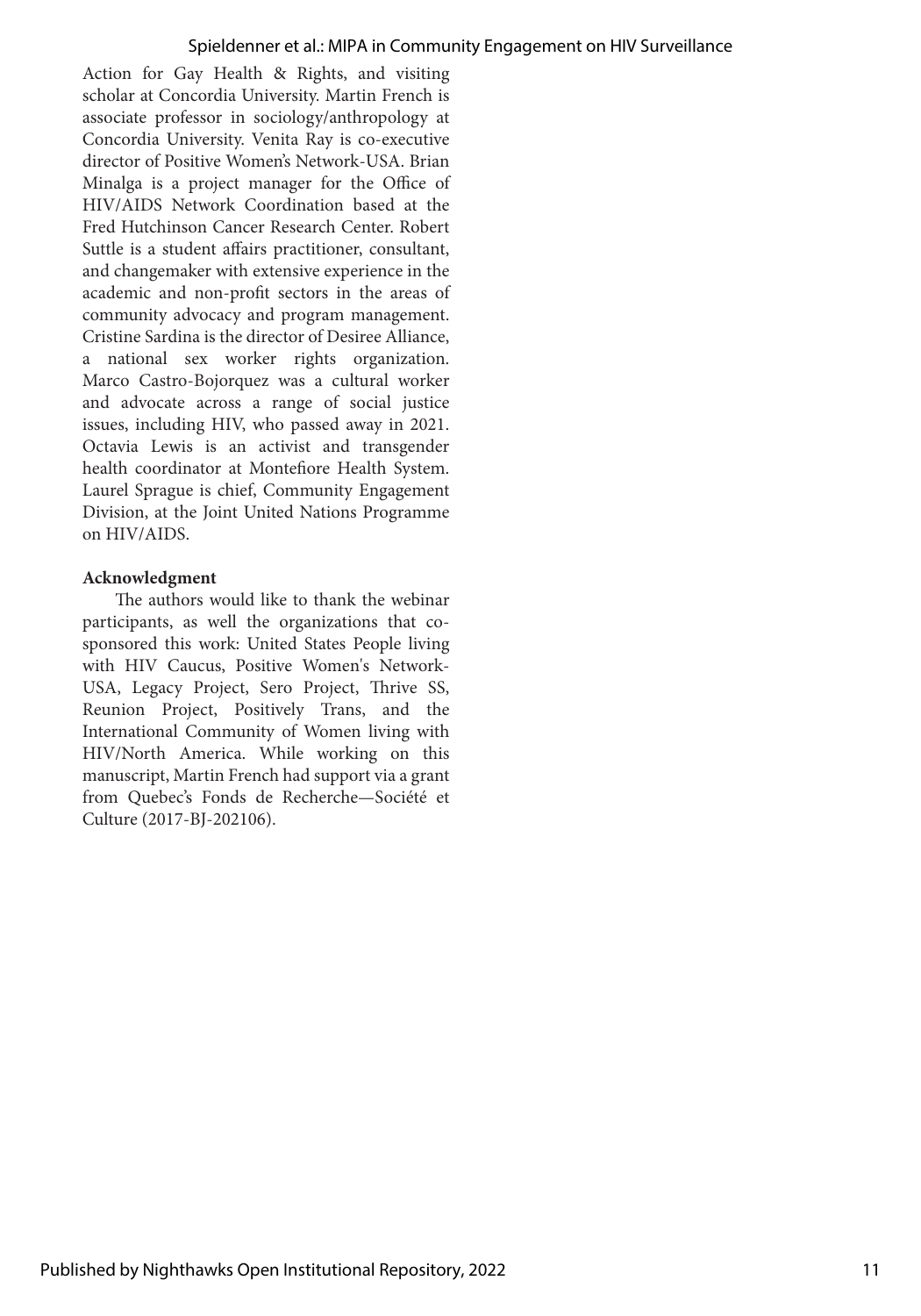Action for Gay Health & Rights, and visiting scholar at Concordia University. Martin French is associate professor in sociology/anthropology at Concordia University. Venita Ray is co-executive director of Positive Women's Network-USA. Brian Minalga is a project manager for the Office of HIV/AIDS Network Coordination based at the Fred Hutchinson Cancer Research Center. Robert Suttle is a student affairs practitioner, consultant, and changemaker with extensive experience in the academic and non-profit sectors in the areas of community advocacy and program management. Cristine Sardina is the director of Desiree Alliance, a national sex worker rights organization. Marco Castro-Bojorquez was a cultural worker and advocate across a range of social justice issues, including HIV, who passed away in 2021. Octavia Lewis is an activist and transgender health coordinator at Montefiore Health System. Laurel Sprague is chief, Community Engagement Division, at the Joint United Nations Programme on HIV/AIDS.

**Acknowledgment**

The authors would like to thank the webinar participants, as well the organizations that co-sponsored this work: United States People living with HIV Caucus, Positive Women's Network-USA, Legacy Project, Sero Project, Thrive SS, Reunion Project, Positively Trans, and the International Community of Women living with HIV/North America. While working on this manuscript, Martin French had support via a grant from Quebec's Fonds de Recherche—Société et Culture (2017-BJ-202106).